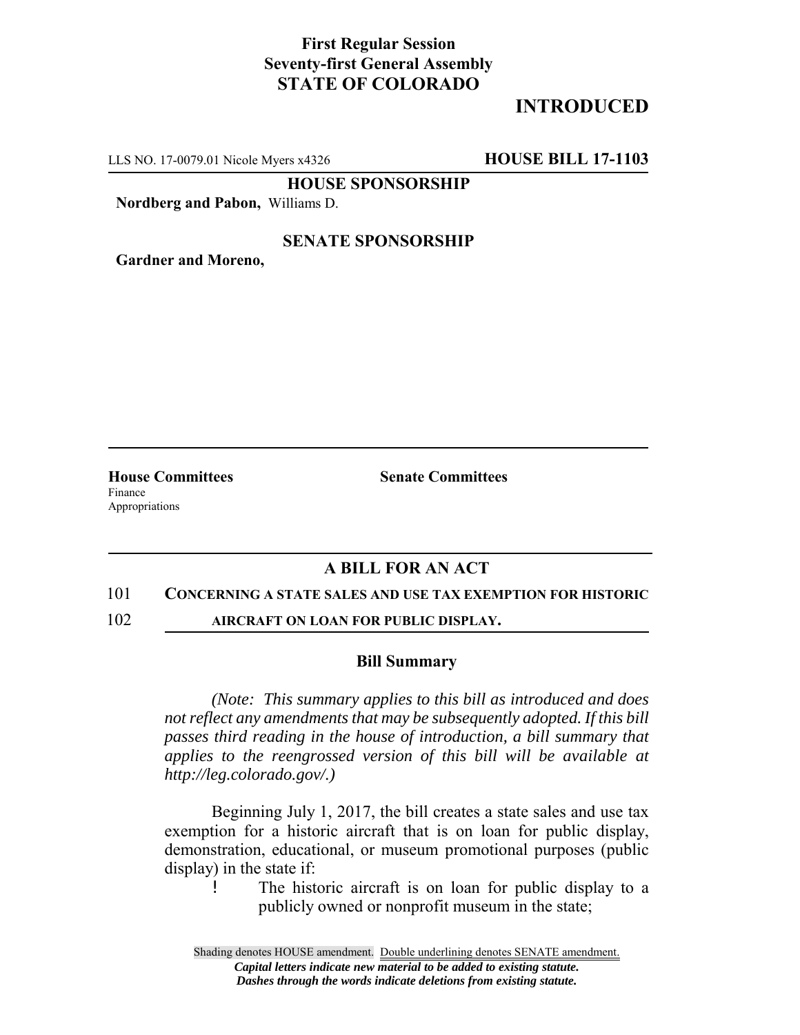**First Regular Session**
**Seventy-first General Assembly**
**STATE OF COLORADO**

# INTRODUCED

LLS NO. 17-0079.01 Nicole Myers x4326 **HOUSE BILL 17-1103**

**HOUSE SPONSORSHIP**

**Nordberg and Pabon,** Williams D.

**SENATE SPONSORSHIP**

**Gardner and Moreno,**

**House Committees**
Finance
Appropriations

**Senate Committees**

## A BILL FOR AN ACT

101 **CONCERNING A STATE SALES AND USE TAX EXEMPTION FOR HISTORIC**
102 **AIRCRAFT ON LOAN FOR PUBLIC DISPLAY.**

### Bill Summary

*(Note: This summary applies to this bill as introduced and does not reflect any amendments that may be subsequently adopted. If this bill passes third reading in the house of introduction, a bill summary that applies to the reengrossed version of this bill will be available at http://leg.colorado.gov/.)*

Beginning July 1, 2017, the bill creates a state sales and use tax exemption for a historic aircraft that is on loan for public display, demonstration, educational, or museum promotional purposes (public display) in the state if:

- The historic aircraft is on loan for public display to a publicly owned or nonprofit museum in the state;

Shading denotes HOUSE amendment. Double underlining denotes SENATE amendment.
*Capital letters indicate new material to be added to existing statute.*
*Dashes through the words indicate deletions from existing statute.*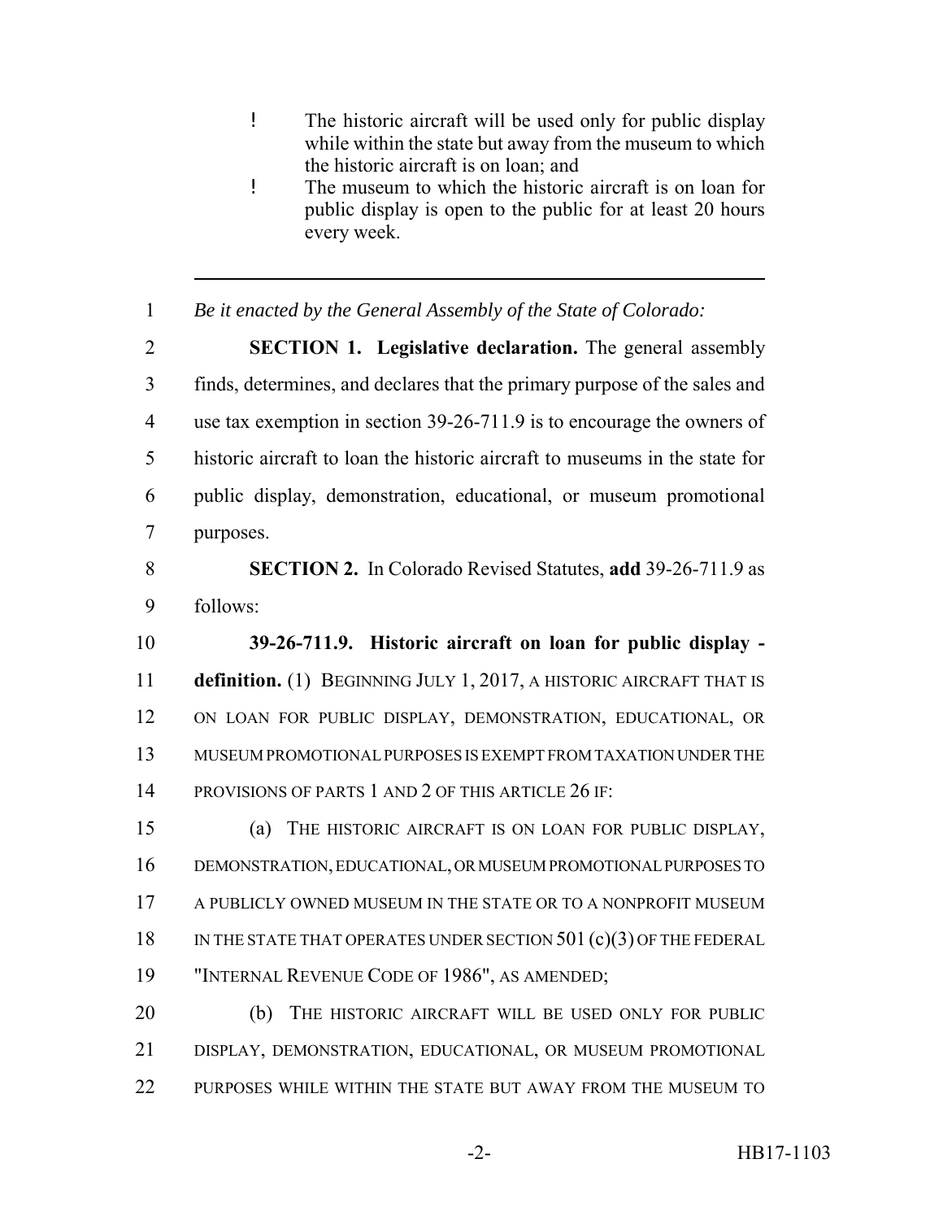- The historic aircraft will be used only for public display while within the state but away from the museum to which the historic aircraft is on loan; and
- The museum to which the historic aircraft is on loan for public display is open to the public for at least 20 hours every week.

---

1 *Be it enacted by the General Assembly of the State of Colorado:*

2 **SECTION 1. Legislative declaration.** The general assembly
3 finds, determines, and declares that the primary purpose of the sales and
4 use tax exemption in section 39-26-711.9 is to encourage the owners of
5 historic aircraft to loan the historic aircraft to museums in the state for
6 public display, demonstration, educational, or museum promotional
7 purposes.

8 **SECTION 2.** In Colorado Revised Statutes, **add** 39-26-711.9 as
9 follows:

10 **39-26-711.9. Historic aircraft on loan for public display -**
11 **definition.** (1) BEGINNING JULY 1, 2017, A HISTORIC AIRCRAFT THAT IS
12 ON LOAN FOR PUBLIC DISPLAY, DEMONSTRATION, EDUCATIONAL, OR
13 MUSEUM PROMOTIONAL PURPOSES IS EXEMPT FROM TAXATION UNDER THE
14 PROVISIONS OF PARTS 1 AND 2 OF THIS ARTICLE 26 IF:

15 (a) THE HISTORIC AIRCRAFT IS ON LOAN FOR PUBLIC DISPLAY,
16 DEMONSTRATION, EDUCATIONAL, OR MUSEUM PROMOTIONAL PURPOSES TO
17 A PUBLICLY OWNED MUSEUM IN THE STATE OR TO A NONPROFIT MUSEUM
18 IN THE STATE THAT OPERATES UNDER SECTION 501 (c)(3) OF THE FEDERAL
19 "INTERNAL REVENUE CODE OF 1986", AS AMENDED;

20 (b) THE HISTORIC AIRCRAFT WILL BE USED ONLY FOR PUBLIC
21 DISPLAY, DEMONSTRATION, EDUCATIONAL, OR MUSEUM PROMOTIONAL
22 PURPOSES WHILE WITHIN THE STATE BUT AWAY FROM THE MUSEUM TO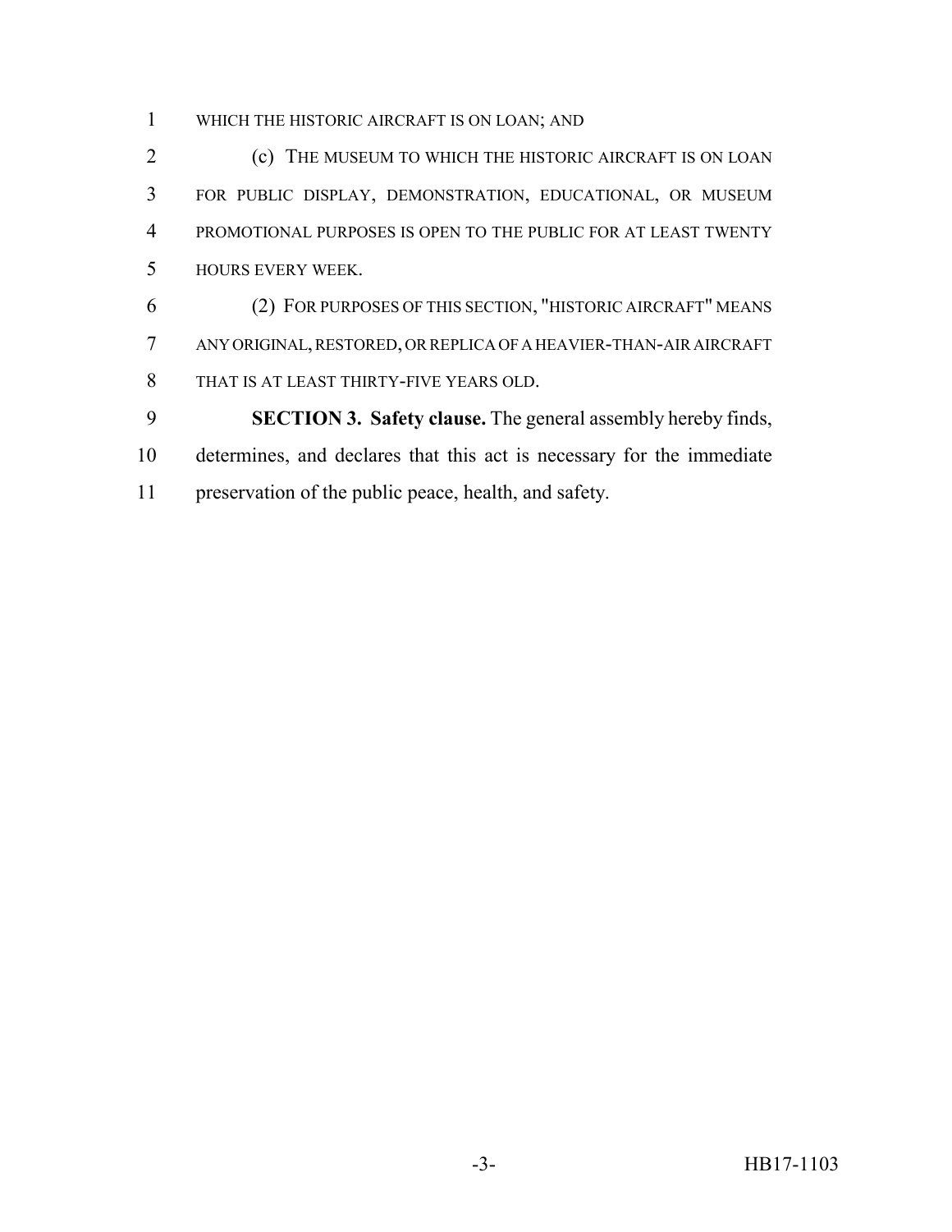WHICH THE HISTORIC AIRCRAFT IS ON LOAN; AND

(c) THE MUSEUM TO WHICH THE HISTORIC AIRCRAFT IS ON LOAN FOR PUBLIC DISPLAY, DEMONSTRATION, EDUCATIONAL, OR MUSEUM PROMOTIONAL PURPOSES IS OPEN TO THE PUBLIC FOR AT LEAST TWENTY HOURS EVERY WEEK.

(2) FOR PURPOSES OF THIS SECTION, "HISTORIC AIRCRAFT" MEANS ANY ORIGINAL, RESTORED, OR REPLICA OF A HEAVIER-THAN-AIR AIRCRAFT THAT IS AT LEAST THIRTY-FIVE YEARS OLD.

**SECTION 3. Safety clause.** The general assembly hereby finds, determines, and declares that this act is necessary for the immediate preservation of the public peace, health, and safety.